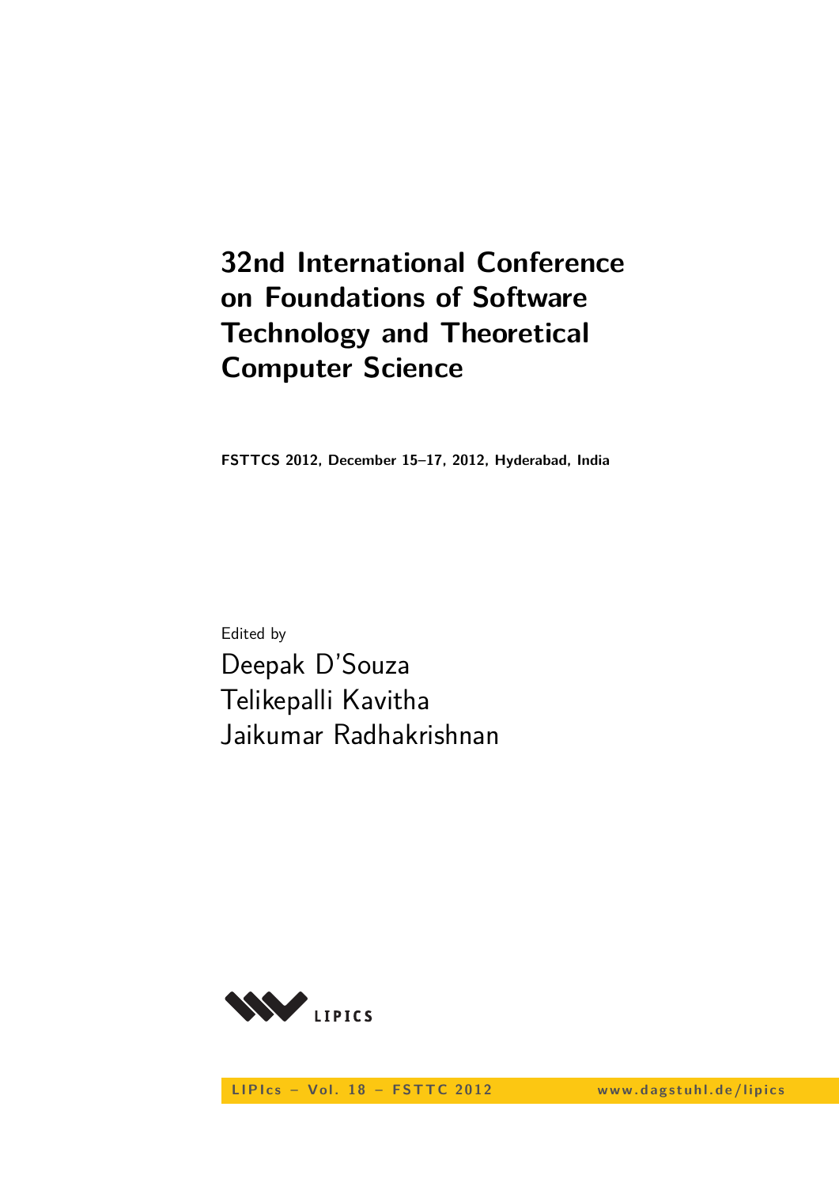# 32nd International Conference on Foundations of Software Technology and Theoretical Computer Science

**FSTTCS 2012, December 15–17, 2012, Hyderabad, India**

Edited by

Deepak D'Souza
Telikepalli Kavitha
Jaikumar Radhakrishnan

LIPIcs

LIPIcs – Vol. 18 – FSTTC 2012    www.dagstuhl.de/lipics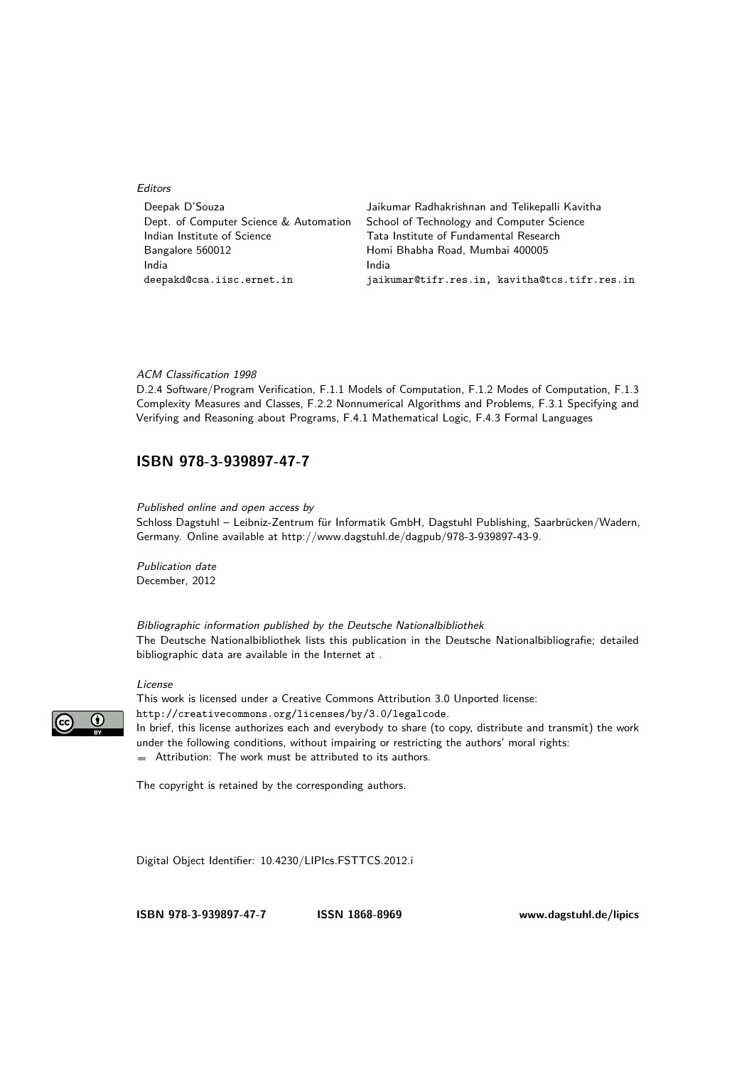*Editors*

Deepak D'Souza
Dept. of Computer Science & Automation
Indian Institute of Science
Bangalore 560012
India
deepakd@csa.iisc.ernet.in

Jaikumar Radhakrishnan and Telikepalli Kavitha
School of Technology and Computer Science
Tata Institute of Fundamental Research
Homi Bhabha Road, Mumbai 400005
India
jaikumar@tifr.res.in, kavitha@tcs.tifr.res.in

*ACM Classification 1998*

D.2.4 Software/Program Verification, F.1.1 Models of Computation, F.1.2 Modes of Computation, F.1.3 Complexity Measures and Classes, F.2.2 Nonnumerical Algorithms and Problems, F.3.1 Specifying and Verifying and Reasoning about Programs, F.4.1 Mathematical Logic, F.4.3 Formal Languages

## ISBN 978-3-939897-47-7

*Published online and open access by*

Schloss Dagstuhl – Leibniz-Zentrum für Informatik GmbH, Dagstuhl Publishing, Saarbrücken/Wadern, Germany. Online available at http://www.dagstuhl.de/dagpub/978-3-939897-43-9.

*Publication date*

December, 2012

*Bibliographic information published by the Deutsche Nationalbibliothek*

The Deutsche Nationalbibliothek lists this publication in the Deutsche Nationalbibliografie; detailed bibliographic data are available in the Internet at .

*License*

This work is licensed under a Creative Commons Attribution 3.0 Unported license:
http://creativecommons.org/licenses/by/3.0/legalcode.
In brief, this license authorizes each and everybody to share (to copy, distribute and transmit) the work under the following conditions, without impairing or restricting the authors' moral rights:

- Attribution: The work must be attributed to its authors.

The copyright is retained by the corresponding authors.

Digital Object Identifier: 10.4230/LIPIcs.FSTTCS.2012.i

**ISBN 978-3-939897-47-7** **ISSN 1868-8969** **www.dagstuhl.de/lipics**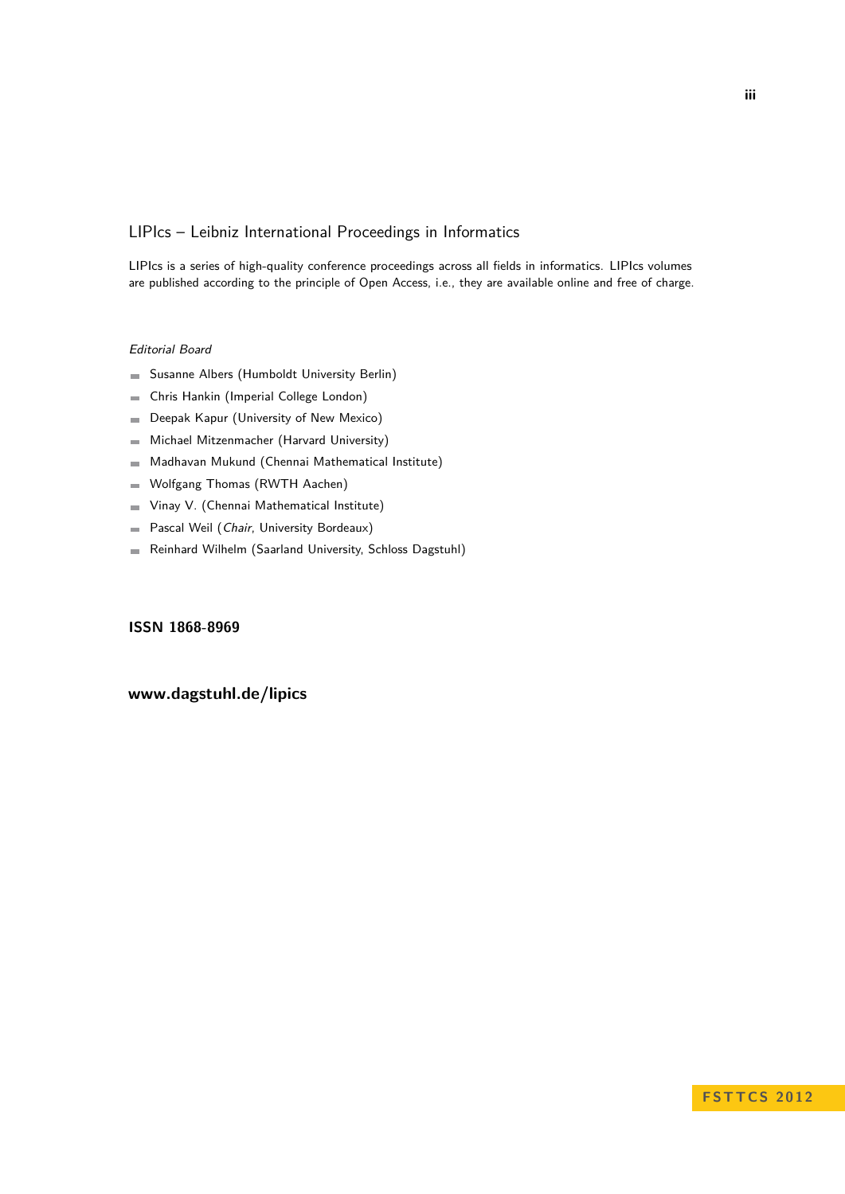## LIPIcs – Leibniz International Proceedings in Informatics

LIPIcs is a series of high-quality conference proceedings across all fields in informatics. LIPIcs volumes are published according to the principle of Open Access, i.e., they are available online and free of charge.

*Editorial Board*

- Susanne Albers (Humboldt University Berlin)
- Chris Hankin (Imperial College London)
- Deepak Kapur (University of New Mexico)
- Michael Mitzenmacher (Harvard University)
- Madhavan Mukund (Chennai Mathematical Institute)
- Wolfgang Thomas (RWTH Aachen)
- Vinay V. (Chennai Mathematical Institute)
- Pascal Weil (*Chair*, University Bordeaux)
- Reinhard Wilhelm (Saarland University, Schloss Dagstuhl)

**ISSN 1868-8969**

**www.dagstuhl.de/lipics**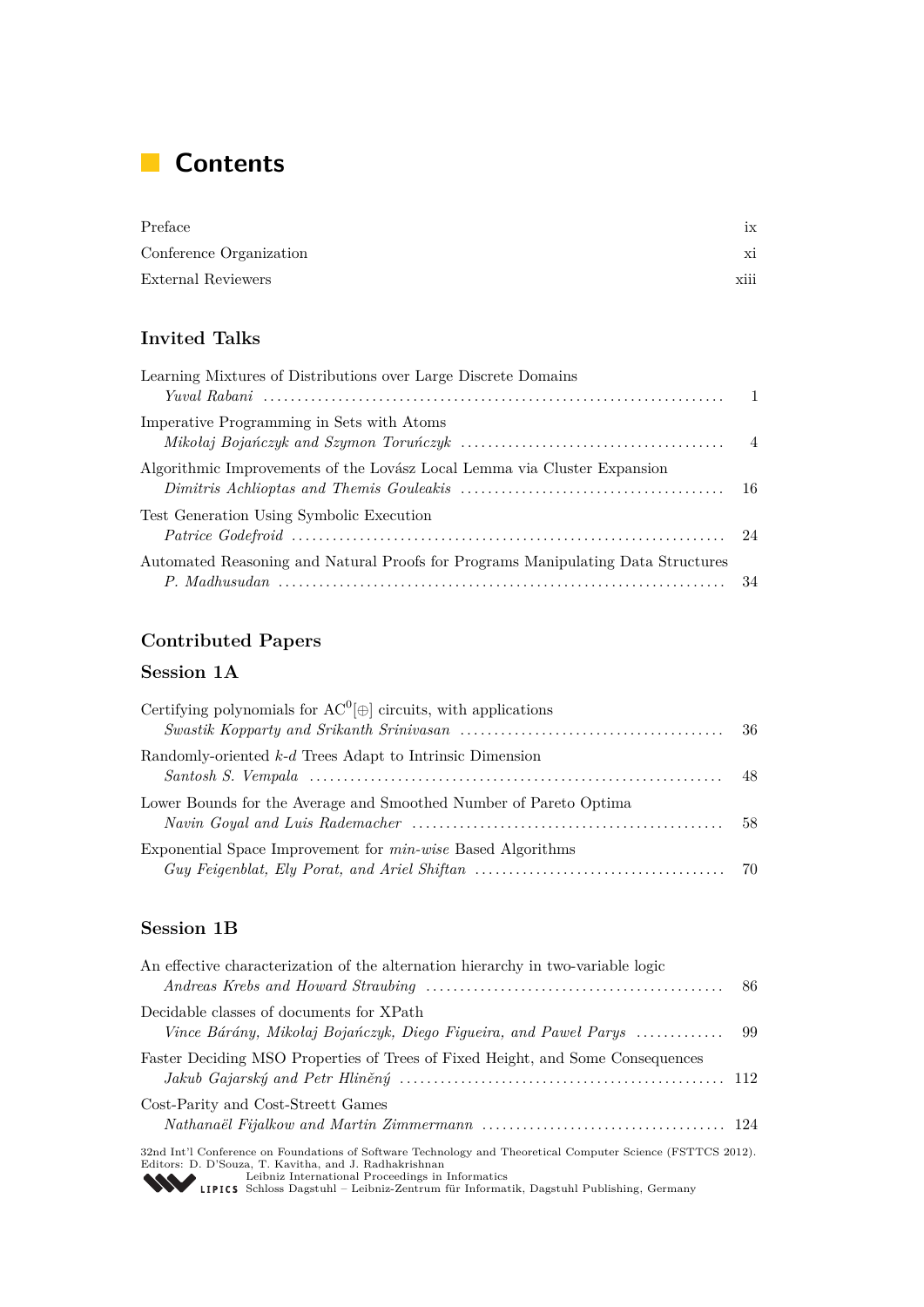# Contents

Preface ix
Conference Organization xi
External Reviewers xiii

## Invited Talks

Learning Mixtures of Distributions over Large Discrete Domains
*Yuval Rabani* .......... 1

Imperative Programming in Sets with Atoms
*Mikołaj Bojańczyk and Szymon Toruńczyk* .......... 4

Algorithmic Improvements of the Lovász Local Lemma via Cluster Expansion
*Dimitris Achlioptas and Themis Gouleakis* .......... 16

Test Generation Using Symbolic Execution
*Patrice Godefroid* .......... 24

Automated Reasoning and Natural Proofs for Programs Manipulating Data Structures
*P. Madhusudan* .......... 34

## Contributed Papers

### Session 1A

Certifying polynomials for $\mathrm{AC}^0[\oplus]$ circuits, with applications
*Swastik Kopparty and Srikanth Srinivasan* .......... 36

Randomly-oriented *k-d* Trees Adapt to Intrinsic Dimension
*Santosh S. Vempala* .......... 48

Lower Bounds for the Average and Smoothed Number of Pareto Optima
*Navin Goyal and Luis Rademacher* .......... 58

Exponential Space Improvement for *min-wise* Based Algorithms
*Guy Feigenblat, Ely Porat, and Ariel Shiftan* .......... 70

### Session 1B

An effective characterization of the alternation hierarchy in two-variable logic
*Andreas Krebs and Howard Straubing* .......... 86

Decidable classes of documents for XPath
*Vince Bárány, Mikołaj Bojańczyk, Diego Figueira, and Paweł Parys* .......... 99

Faster Deciding MSO Properties of Trees of Fixed Height, and Some Consequences
*Jakub Gajarský and Petr Hliněný* .......... 112

Cost-Parity and Cost-Streett Games
*Nathanaël Fijalkow and Martin Zimmermann* .......... 124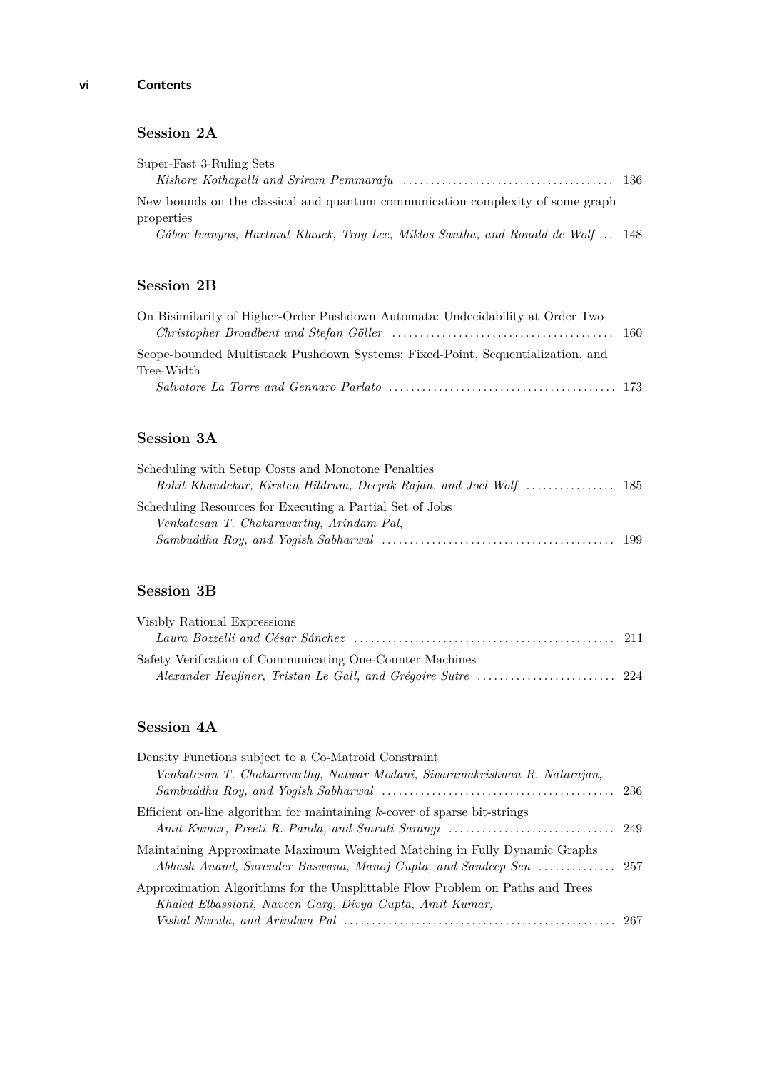## Session 2A

Super-Fast 3-Ruling Sets
*Kishore Kothapalli and Sriram Pemmaraju* .......... 136

New bounds on the classical and quantum communication complexity of some graph properties
*Gábor Ivanyos, Hartmut Klauck, Troy Lee, Miklos Santha, and Ronald de Wolf* .. 148

## Session 2B

On Bisimilarity of Higher-Order Pushdown Automata: Undecidability at Order Two
*Christopher Broadbent and Stefan Göller* .......... 160

Scope-bounded Multistack Pushdown Systems: Fixed-Point, Sequentialization, and Tree-Width
*Salvatore La Torre and Gennaro Parlato* .......... 173

## Session 3A

Scheduling with Setup Costs and Monotone Penalties
*Rohit Khandekar, Kirsten Hildrum, Deepak Rajan, and Joel Wolf* .......... 185

Scheduling Resources for Executing a Partial Set of Jobs
*Venkatesan T. Chakaravarthy, Arindam Pal, Sambuddha Roy, and Yogish Sabharwal* .......... 199

## Session 3B

Visibly Rational Expressions
*Laura Bozzelli and César Sánchez* .......... 211

Safety Verification of Communicating One-Counter Machines
*Alexander Heußner, Tristan Le Gall, and Grégoire Sutre* .......... 224

## Session 4A

Density Functions subject to a Co-Matroid Constraint
*Venkatesan T. Chakaravarthy, Natwar Modani, Sivaramakrishnan R. Natarajan, Sambuddha Roy, and Yogish Sabharwal* .......... 236

Efficient on-line algorithm for maintaining $k$-cover of sparse bit-strings
*Amit Kumar, Preeti R. Panda, and Smruti Sarangi* .......... 249

Maintaining Approximate Maximum Weighted Matching in Fully Dynamic Graphs
*Abhash Anand, Surender Baswana, Manoj Gupta, and Sandeep Sen* .......... 257

Approximation Algorithms for the Unsplittable Flow Problem on Paths and Trees
*Khaled Elbassioni, Naveen Garg, Divya Gupta, Amit Kumar, Vishal Narula, and Arindam Pal* .......... 267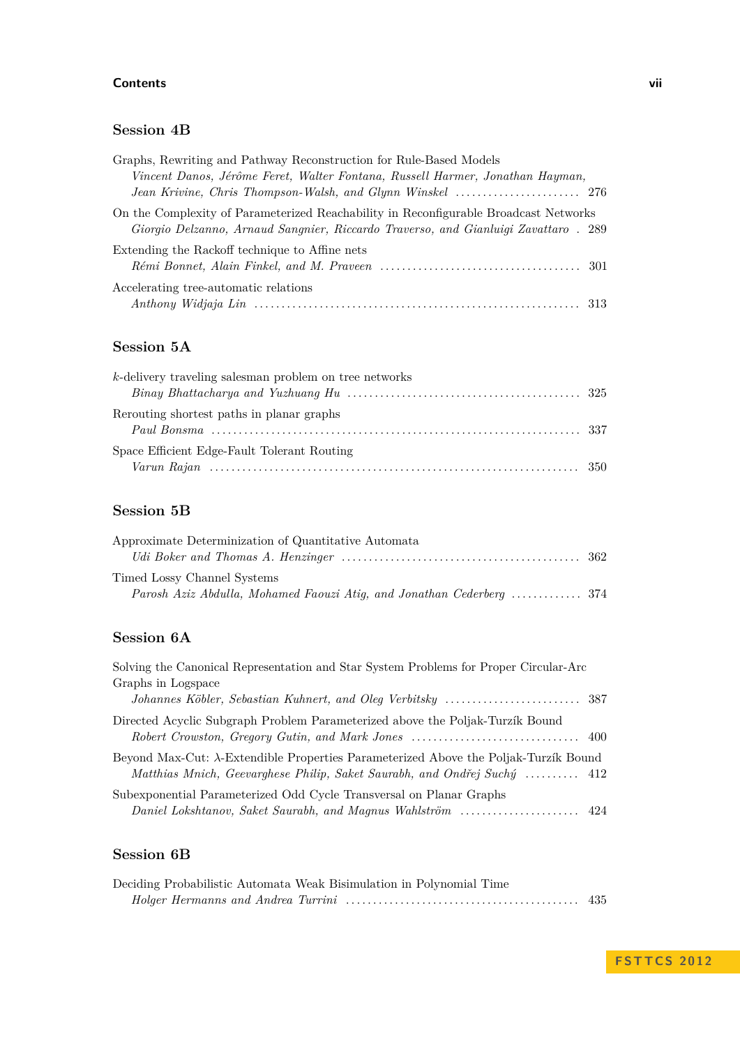## Session 4B

Graphs, Rewriting and Pathway Reconstruction for Rule-Based Models
*Vincent Danos, Jérôme Feret, Walter Fontana, Russell Harmer, Jonathan Hayman, Jean Krivine, Chris Thompson-Walsh, and Glynn Winskel* ..................... 276

On the Complexity of Parameterized Reachability in Reconfigurable Broadcast Networks
*Giorgio Delzanno, Arnaud Sangnier, Riccardo Traverso, and Gianluigi Zavattaro* . 289

Extending the Rackoff technique to Affine nets
*Rémi Bonnet, Alain Finkel, and M. Praveen* .................................... 301

Accelerating tree-automatic relations
*Anthony Widjaja Lin* .......................................................... 313

## Session 5A

$k$-delivery traveling salesman problem on tree networks
*Binay Bhattacharya and Yuzhuang Hu* .......................................... 325

Rerouting shortest paths in planar graphs
*Paul Bonsma* .................................................................. 337

Space Efficient Edge-Fault Tolerant Routing
*Varun Rajan* .................................................................. 350

## Session 5B

Approximate Determinization of Quantitative Automata
*Udi Boker and Thomas A. Henzinger* ........................................... 362

Timed Lossy Channel Systems
*Parosh Aziz Abdulla, Mohamed Faouzi Atig, and Jonathan Cederberg* ............ 374

## Session 6A

Solving the Canonical Representation and Star System Problems for Proper Circular-Arc Graphs in Logspace
*Johannes Köbler, Sebastian Kuhnert, and Oleg Verbitsky* ........................ 387

Directed Acyclic Subgraph Problem Parameterized above the Poljak-Turzík Bound
*Robert Crowston, Gregory Gutin, and Mark Jones* ............................... 400

Beyond Max-Cut: $\lambda$-Extendible Properties Parameterized Above the Poljak-Turzík Bound
*Matthias Mnich, Geevarghese Philip, Saket Saurabh, and Ondřej Suchý* .......... 412

Subexponential Parameterized Odd Cycle Transversal on Planar Graphs
*Daniel Lokshtanov, Saket Saurabh, and Magnus Wahlström* ....................... 424

## Session 6B

Deciding Probabilistic Automata Weak Bisimulation in Polynomial Time
*Holger Hermanns and Andrea Turrini* ........................................... 435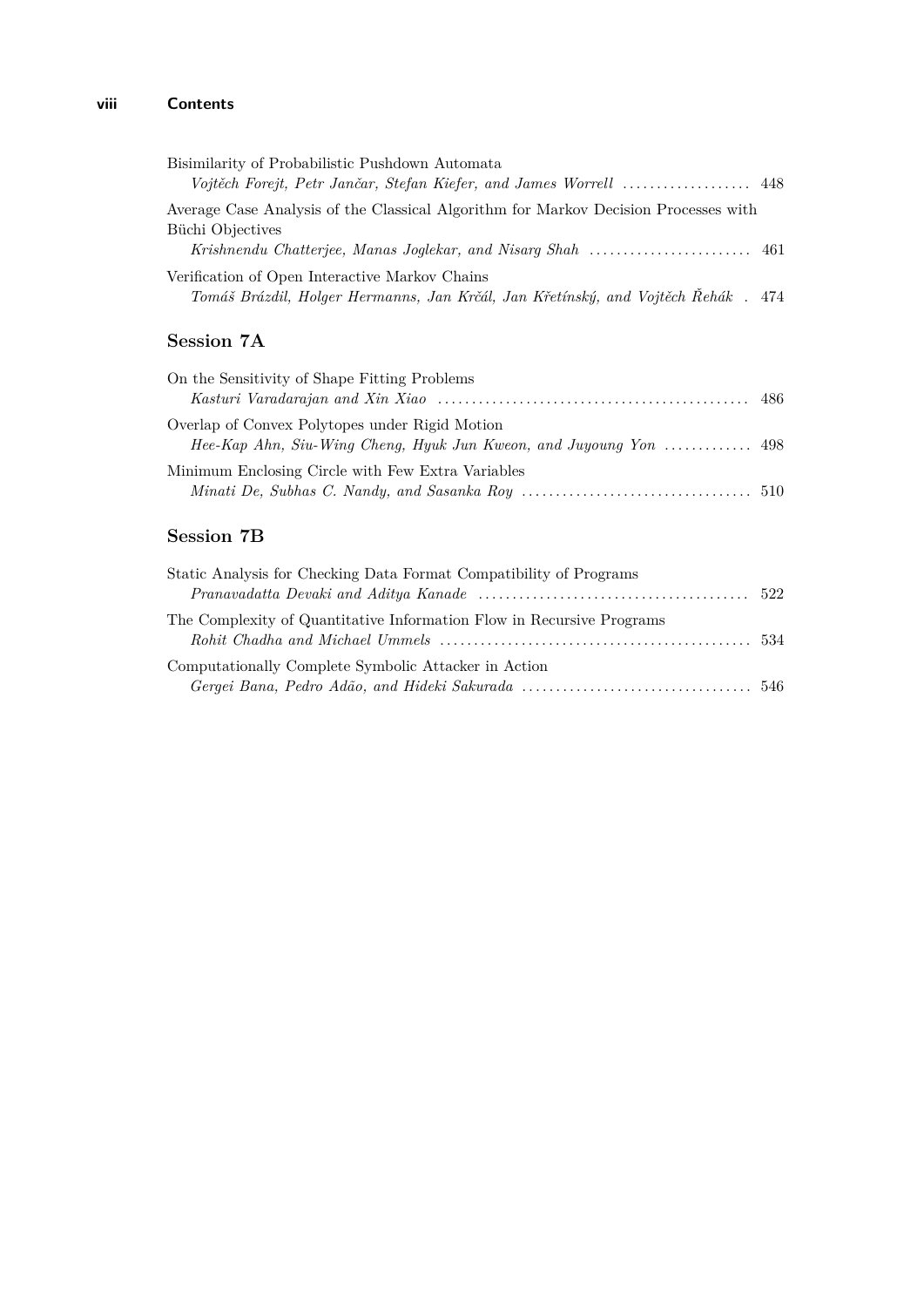Bisimilarity of Probabilistic Pushdown Automata
*Vojtěch Forejt, Petr Jančar, Stefan Kiefer, and James Worrell* .................... 448

Average Case Analysis of the Classical Algorithm for Markov Decision Processes with Büchi Objectives
*Krishnendu Chatterjee, Manas Joglekar, and Nisarg Shah* ........................ 461

Verification of Open Interactive Markov Chains
*Tomáš Brázdil, Holger Hermanns, Jan Krčál, Jan Křetínský, and Vojtěch Řehák* . 474

## Session 7A

On the Sensitivity of Shape Fitting Problems
*Kasturi Varadarajan and Xin Xiao* .............................................. 486

Overlap of Convex Polytopes under Rigid Motion
*Hee-Kap Ahn, Siu-Wing Cheng, Hyuk Jun Kweon, and Juyoung Yon* ............. 498

Minimum Enclosing Circle with Few Extra Variables
*Minati De, Subhas C. Nandy, and Sasanka Roy* .................................. 510

## Session 7B

Static Analysis for Checking Data Format Compatibility of Programs
*Pranavadatta Devaki and Aditya Kanade* ........................................ 522

The Complexity of Quantitative Information Flow in Recursive Programs
*Rohit Chadha and Michael Ummels* .............................................. 534

Computationally Complete Symbolic Attacker in Action
*Gergei Bana, Pedro Adão, and Hideki Sakurada* .................................. 546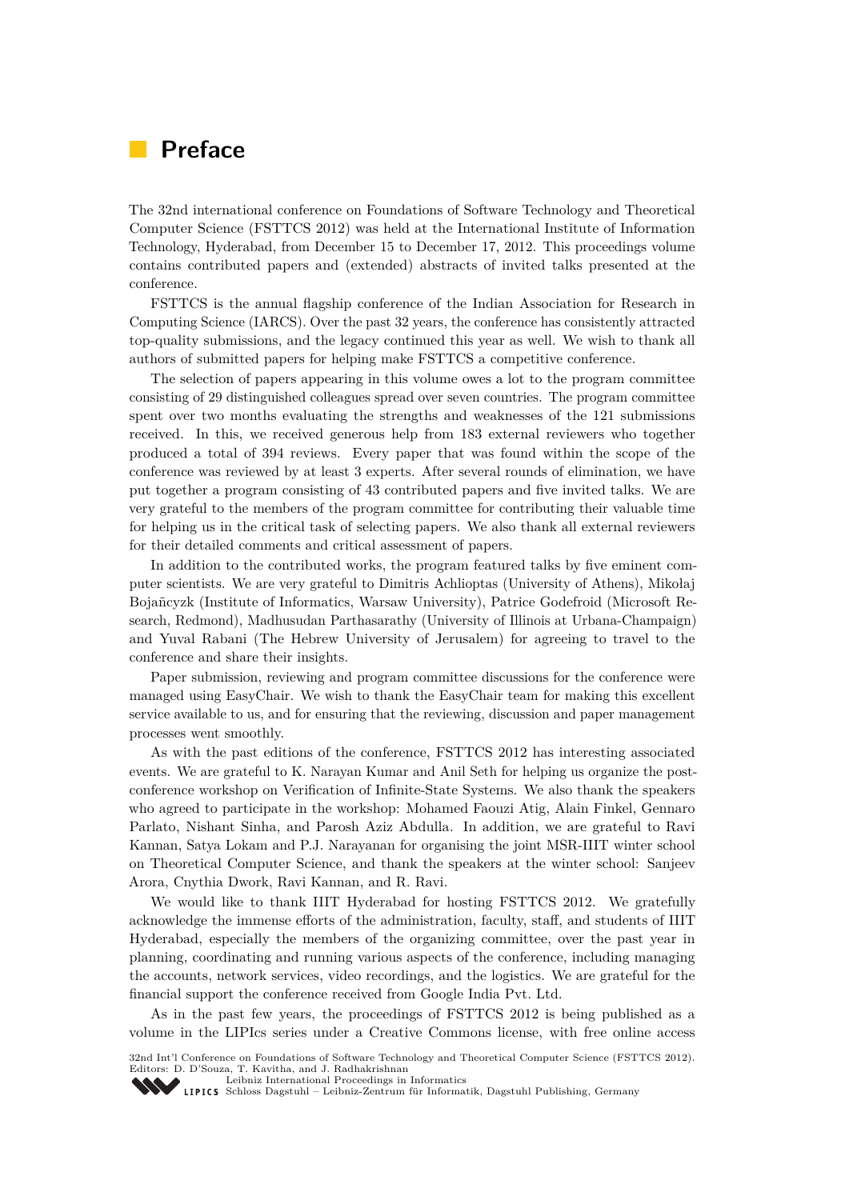# Preface

The 32nd international conference on Foundations of Software Technology and Theoretical Computer Science (FSTTCS 2012) was held at the International Institute of Information Technology, Hyderabad, from December 15 to December 17, 2012. This proceedings volume contains contributed papers and (extended) abstracts of invited talks presented at the conference.

FSTTCS is the annual flagship conference of the Indian Association for Research in Computing Science (IARCS). Over the past 32 years, the conference has consistently attracted top-quality submissions, and the legacy continued this year as well. We wish to thank all authors of submitted papers for helping make FSTTCS a competitive conference.

The selection of papers appearing in this volume owes a lot to the program committee consisting of 29 distinguished colleagues spread over seven countries. The program committee spent over two months evaluating the strengths and weaknesses of the 121 submissions received. In this, we received generous help from 183 external reviewers who together produced a total of 394 reviews. Every paper that was found within the scope of the conference was reviewed by at least 3 experts. After several rounds of elimination, we have put together a program consisting of 43 contributed papers and five invited talks. We are very grateful to the members of the program committee for contributing their valuable time for helping us in the critical task of selecting papers. We also thank all external reviewers for their detailed comments and critical assessment of papers.

In addition to the contributed works, the program featured talks by five eminent computer scientists. We are very grateful to Dimitris Achlioptas (University of Athens), Mikołaj Bojañcyzk (Institute of Informatics, Warsaw University), Patrice Godefroid (Microsoft Research, Redmond), Madhusudan Parthasarathy (University of Illinois at Urbana-Champaign) and Yuval Rabani (The Hebrew University of Jerusalem) for agreeing to travel to the conference and share their insights.

Paper submission, reviewing and program committee discussions for the conference were managed using EasyChair. We wish to thank the EasyChair team for making this excellent service available to us, and for ensuring that the reviewing, discussion and paper management processes went smoothly.

As with the past editions of the conference, FSTTCS 2012 has interesting associated events. We are grateful to K. Narayan Kumar and Anil Seth for helping us organize the post-conference workshop on Verification of Infinite-State Systems. We also thank the speakers who agreed to participate in the workshop: Mohamed Faouzi Atig, Alain Finkel, Gennaro Parlato, Nishant Sinha, and Parosh Aziz Abdulla. In addition, we are grateful to Ravi Kannan, Satya Lokam and P.J. Narayanan for organising the joint MSR-IIIT winter school on Theoretical Computer Science, and thank the speakers at the winter school: Sanjeev Arora, Cnythia Dwork, Ravi Kannan, and R. Ravi.

We would like to thank IIIT Hyderabad for hosting FSTTCS 2012. We gratefully acknowledge the immense efforts of the administration, faculty, staff, and students of IIIT Hyderabad, especially the members of the organizing committee, over the past year in planning, coordinating and running various aspects of the conference, including managing the accounts, network services, video recordings, and the logistics. We are grateful for the financial support the conference received from Google India Pvt. Ltd.

As in the past few years, the proceedings of FSTTCS 2012 is being published as a volume in the LIPIcs series under a Creative Commons license, with free online access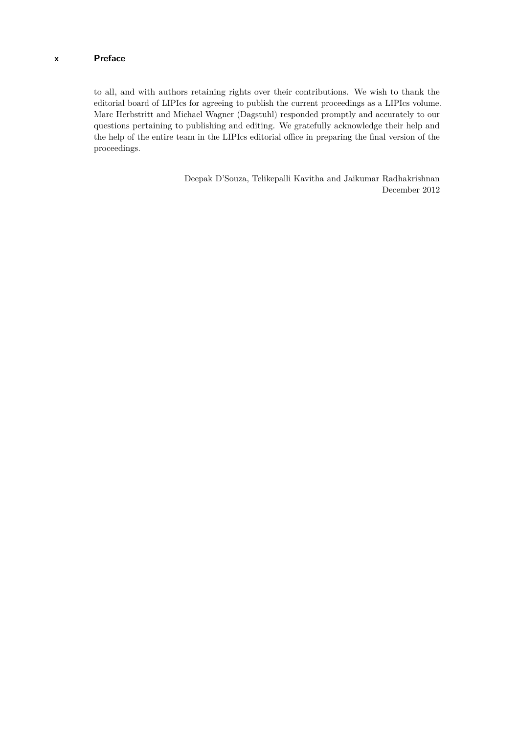to all, and with authors retaining rights over their contributions. We wish to thank the editorial board of LIPIcs for agreeing to publish the current proceedings as a LIPIcs volume. Marc Herbstritt and Michael Wagner (Dagstuhl) responded promptly and accurately to our questions pertaining to publishing and editing. We gratefully acknowledge their help and the help of the entire team in the LIPIcs editorial office in preparing the final version of the proceedings.

Deepak D'Souza, Telikepalli Kavitha and Jaikumar Radhakrishnan
December 2012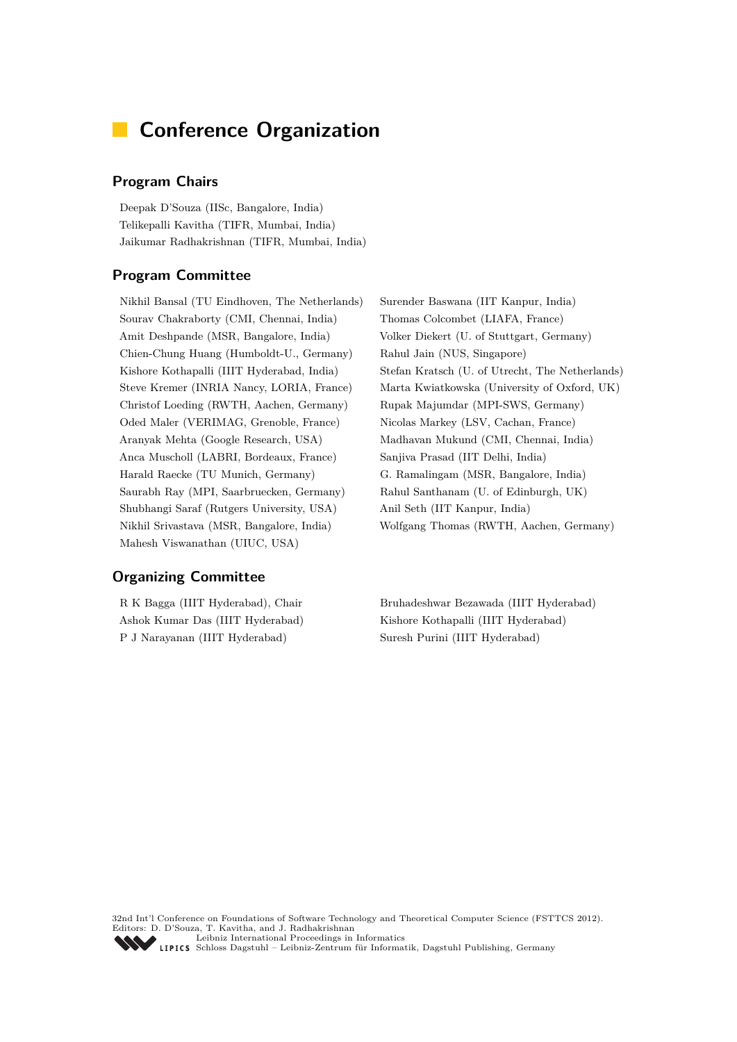# Conference Organization

## Program Chairs

Deepak D'Souza (IISc, Bangalore, India)
Telikepalli Kavitha (TIFR, Mumbai, India)
Jaikumar Radhakrishnan (TIFR, Mumbai, India)

## Program Committee

Nikhil Bansal (TU Eindhoven, The Netherlands)
Sourav Chakraborty (CMI, Chennai, India)
Amit Deshpande (MSR, Bangalore, India)
Chien-Chung Huang (Humboldt-U., Germany)
Kishore Kothapalli (IIIT Hyderabad, India)
Steve Kremer (INRIA Nancy, LORIA, France)
Christof Loeding (RWTH, Aachen, Germany)
Oded Maler (VERIMAG, Grenoble, France)
Aranyak Mehta (Google Research, USA)
Anca Muscholl (LABRI, Bordeaux, France)
Harald Raecke (TU Munich, Germany)
Saurabh Ray (MPI, Saarbruecken, Germany)
Shubhangi Saraf (Rutgers University, USA)
Nikhil Srivastava (MSR, Bangalore, India)
Mahesh Viswanathan (UIUC, USA)
Surender Baswana (IIT Kanpur, India)
Thomas Colcombet (LIAFA, France)
Volker Diekert (U. of Stuttgart, Germany)
Rahul Jain (NUS, Singapore)
Stefan Kratsch (U. of Utrecht, The Netherlands)
Marta Kwiatkowska (University of Oxford, UK)
Rupak Majumdar (MPI-SWS, Germany)
Nicolas Markey (LSV, Cachan, France)
Madhavan Mukund (CMI, Chennai, India)
Sanjiva Prasad (IIT Delhi, India)
G. Ramalingam (MSR, Bangalore, India)
Rahul Santhanam (U. of Edinburgh, UK)
Anil Seth (IIT Kanpur, India)
Wolfgang Thomas (RWTH, Aachen, Germany)

## Organizing Committee

R K Bagga (IIIT Hyderabad), Chair
Ashok Kumar Das (IIIT Hyderabad)
P J Narayanan (IIIT Hyderabad)
Bruhadeshwar Bezawada (IIIT Hyderabad)
Kishore Kothapalli (IIIT Hyderabad)
Suresh Purini (IIIT Hyderabad)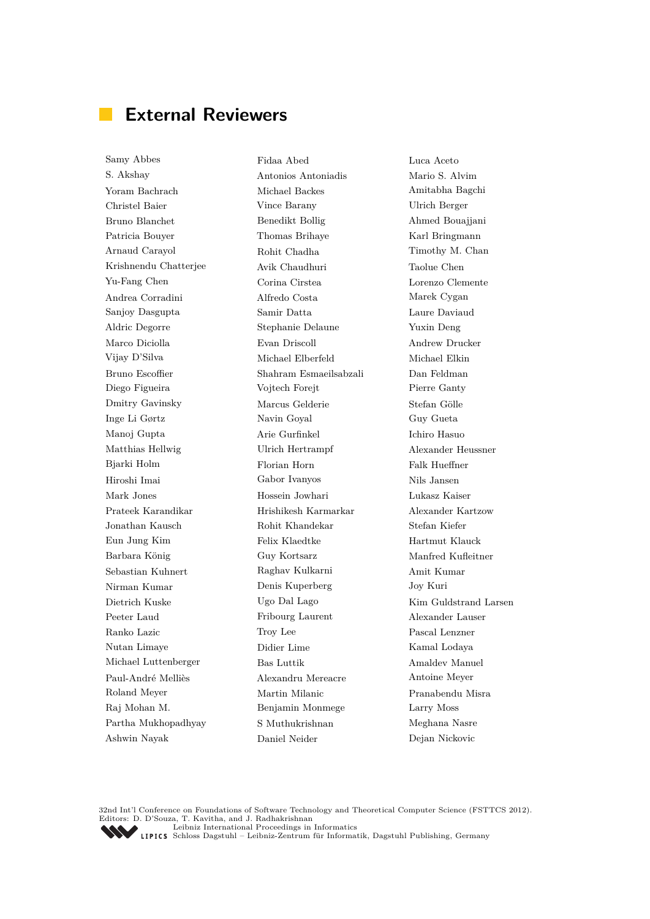## External Reviewers

Samy Abbes
S. Akshay
Yoram Bachrach
Christel Baier
Bruno Blanchet
Patricia Bouyer
Arnaud Carayol
Krishnendu Chatterjee
Yu-Fang Chen
Andrea Corradini
Sanjoy Dasgupta
Aldric Degorre
Marco Diciolla
Vijay D'Silva
Bruno Escoffier
Diego Figueira
Dmitry Gavinsky
Inge Li Gørtz
Manoj Gupta
Matthias Hellwig
Bjarki Holm
Hiroshi Imai
Mark Jones
Prateek Karandikar
Jonathan Kausch
Eun Jung Kim
Barbara König
Sebastian Kuhnert
Nirman Kumar
Dietrich Kuske
Peeter Laud
Ranko Lazic
Nutan Limaye
Michael Luttenberger
Paul-André Melliès
Roland Meyer
Raj Mohan M.
Partha Mukhopadhyay
Ashwin Nayak
Fidaa Abed
Antonios Antoniadis
Michael Backes
Vince Barany
Benedikt Bollig
Thomas Brihaye
Rohit Chadha
Avik Chaudhuri
Corina Cirstea
Alfredo Costa
Samir Datta
Stephanie Delaune
Evan Driscoll
Michael Elberfeld
Shahram Esmaeilsabzali
Vojtech Forejt
Marcus Gelderie
Navin Goyal
Arie Gurfinkel
Ulrich Hertrampf
Florian Horn
Gabor Ivanyos
Hossein Jowhari
Hrishikesh Karmarkar
Rohit Khandekar
Felix Klaedtke
Guy Kortsarz
Raghav Kulkarni
Denis Kuperberg
Ugo Dal Lago
Fribourg Laurent
Troy Lee
Didier Lime
Bas Luttik
Alexandru Mereacre
Martin Milanic
Benjamin Monmege
S Muthukrishnan
Daniel Neider
Luca Aceto
Mario S. Alvim
Amitabha Bagchi
Ulrich Berger
Ahmed Bouajjani
Karl Bringmann
Timothy M. Chan
Taolue Chen
Lorenzo Clemente
Marek Cygan
Laure Daviaud
Yuxin Deng
Andrew Drucker
Michael Elkin
Dan Feldman
Pierre Ganty
Stefan Gölle
Guy Gueta
Ichiro Hasuo
Alexander Heussner
Falk Hueffner
Nils Jansen
Lukasz Kaiser
Alexander Kartzow
Stefan Kiefer
Hartmut Klauck
Manfred Kufleitner
Amit Kumar
Joy Kuri
Kim Guldstrand Larsen
Alexander Lauser
Pascal Lenzner
Kamal Lodaya
Amaldev Manuel
Antoine Meyer
Pranabendu Misra
Larry Moss
Meghana Nasre
Dejan Nickovic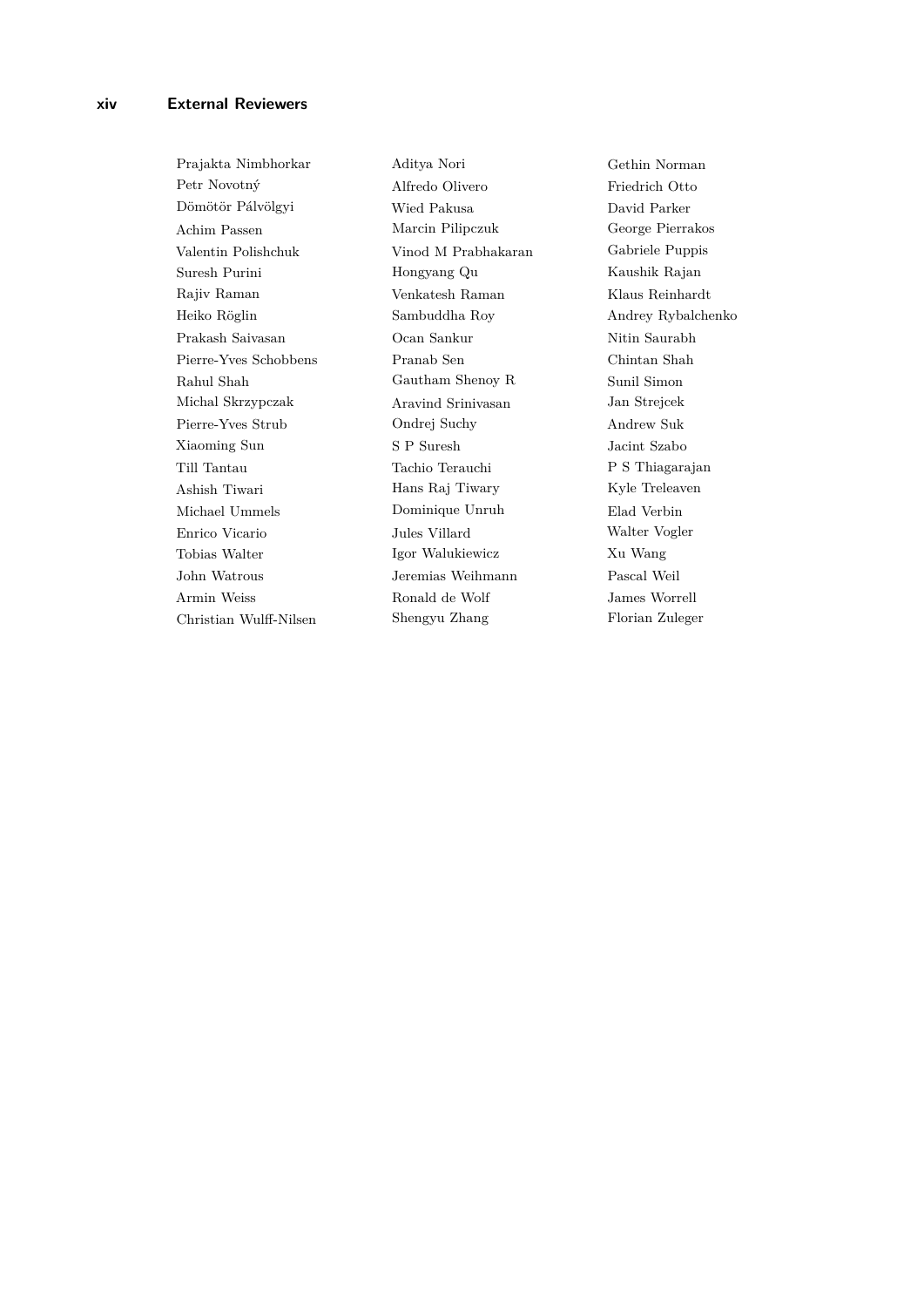Prajakta Nimbhorkar
Petr Novotný
Dömötör Pálvölgyi
Achim Passen
Valentin Polishchuk
Suresh Purini
Rajiv Raman
Heiko Röglin
Prakash Saivasan
Pierre-Yves Schobbens
Rahul Shah
Michal Skrzypczak
Pierre-Yves Strub
Xiaoming Sun
Till Tantau
Ashish Tiwari
Michael Ummels
Enrico Vicario
Tobias Walter
John Watrous
Armin Weiss
Christian Wulff-Nilsen
Aditya Nori
Alfredo Olivero
Wied Pakusa
Marcin Pilipczuk
Vinod M Prabhakaran
Hongyang Qu
Venkatesh Raman
Sambuddha Roy
Ocan Sankur
Pranab Sen
Gautham Shenoy R
Aravind Srinivasan
Ondrej Suchy
S P Suresh
Tachio Terauchi
Hans Raj Tiwary
Dominique Unruh
Jules Villard
Igor Walukiewicz
Jeremias Weihmann
Ronald de Wolf
Shengyu Zhang
Gethin Norman
Friedrich Otto
David Parker
George Pierrakos
Gabriele Puppis
Kaushik Rajan
Klaus Reinhardt
Andrey Rybalchenko
Nitin Saurabh
Chintan Shah
Sunil Simon
Jan Strejcek
Andrew Suk
Jacint Szabo
P S Thiagarajan
Kyle Treleaven
Elad Verbin
Walter Vogler
Xu Wang
Pascal Weil
James Worrell
Florian Zuleger